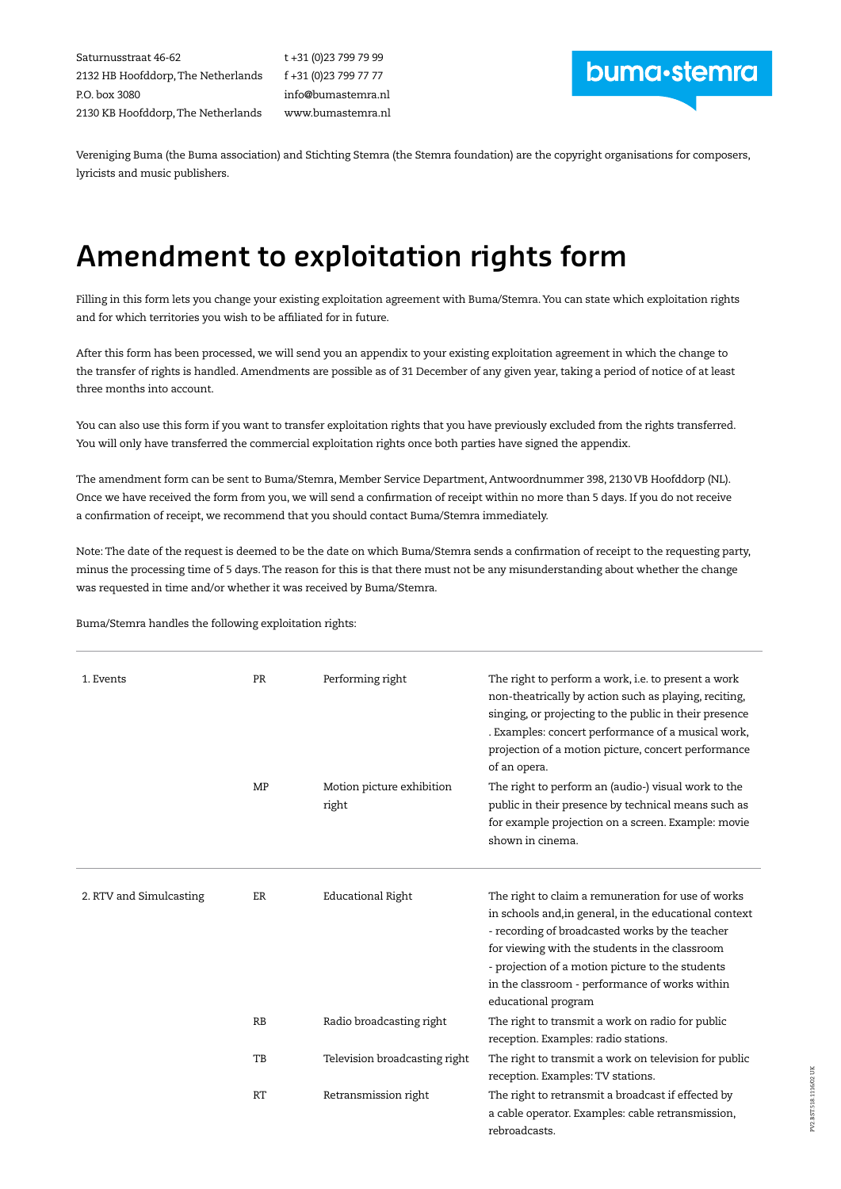Saturnusstraat 46-62
2132 HB Hoofddorp, The Netherlands
P.O. box 3080
2130 KB Hoofddorp, The Netherlands

t +31 (0)23 799 79 99
f +31 (0)23 799 77 77
info@bumastemra.nl
www.bumastemra.nl

buma•stemra

Vereniging Buma (the Buma association) and Stichting Stemra (the Stemra foundation) are the copyright organisations for composers, lyricists and music publishers.

# Amendment to exploitation rights form

Filling in this form lets you change your existing exploitation agreement with Buma/Stemra. You can state which exploitation rights and for which territories you wish to be affiliated for in future.

After this form has been processed, we will send you an appendix to your existing exploitation agreement in which the change to the transfer of rights is handled. Amendments are possible as of 31 December of any given year, taking a period of notice of at least three months into account.

You can also use this form if you want to transfer exploitation rights that you have previously excluded from the rights transferred. You will only have transferred the commercial exploitation rights once both parties have signed the appendix.

The amendment form can be sent to Buma/Stemra, Member Service Department, Antwoordnummer 398, 2130 VB Hoofddorp (NL). Once we have received the form from you, we will send a confirmation of receipt within no more than 5 days. If you do not receive a confirmation of receipt, we recommend that you should contact Buma/Stemra immediately.

Note: The date of the request is deemed to be the date on which Buma/Stemra sends a confirmation of receipt to the requesting party, minus the processing time of 5 days. The reason for this is that there must not be any misunderstanding about whether the change was requested in time and/or whether it was received by Buma/Stemra.

Buma/Stemra handles the following exploitation rights:

| | | | |
|---|---|---|---|
| 1. Events | PR | Performing right | The right to perform a work, i.e. to present a work non-theatrically by action such as playing, reciting, singing, or projecting to the public in their presence . Examples: concert performance of a musical work, projection of a motion picture, concert performance of an opera. |
| | MP | Motion picture exhibition right | The right to perform an (audio-) visual work to the public in their presence by technical means such as for example projection on a screen. Example: movie shown in cinema. |
| 2. RTV and Simulcasting | ER | Educational Right | The right to claim a remuneration for use of works in schools and,in general, in the educational context - recording of broadcasted works by the teacher for viewing with the students in the classroom - projection of a motion picture to the students in the classroom - performance of works within educational program |
| | RB | Radio broadcasting right | The right to transmit a work on radio for public reception. Examples: radio stations. |
| | TB | Television broadcasting right | The right to transmit a work on television for public reception. Examples: TV stations. |
| | RT | Retransmission right | The right to retransmit a broadcast if effected by a cable operator. Examples: cable retransmission, rebroadcasts. |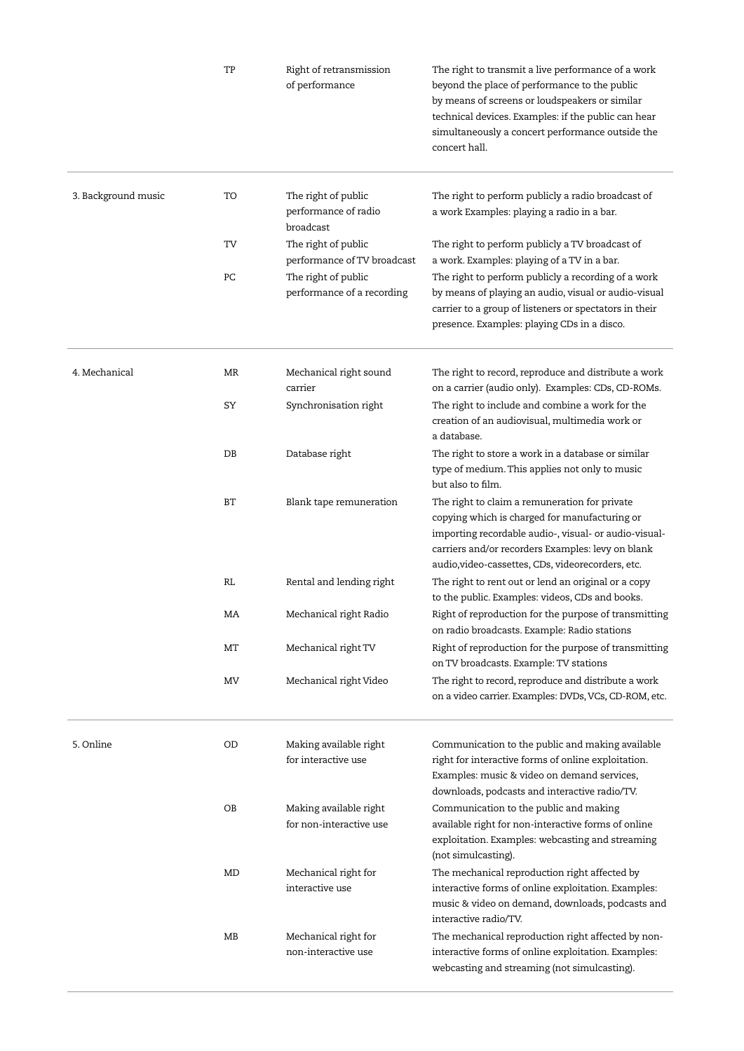| | | | |
|---|---|---|---|
| | TP | Right of retransmission of performance | The right to transmit a live performance of a work beyond the place of performance to the public by means of screens or loudspeakers or similar technical devices. Examples: if the public can hear simultaneously a concert performance outside the concert hall. |
| 3. Background music | TO | The right of public performance of radio broadcast | The right to perform publicly a radio broadcast of a work Examples: playing a radio in a bar. |
| | TV | The right of public performance of TV broadcast | The right to perform publicly a TV broadcast of a work. Examples: playing of a TV in a bar. |
| | PC | The right of public performance of a recording | The right to perform publicly a recording of a work by means of playing an audio, visual or audio-visual carrier to a group of listeners or spectators in their presence. Examples: playing CDs in a disco. |
| 4. Mechanical | MR | Mechanical right sound carrier | The right to record, reproduce and distribute a work on a carrier (audio only). Examples: CDs, CD-ROMs. |
| | SY | Synchronisation right | The right to include and combine a work for the creation of an audiovisual, multimedia work or a database. |
| | DB | Database right | The right to store a work in a database or similar type of medium. This applies not only to music but also to film. |
| | BT | Blank tape remuneration | The right to claim a remuneration for private copying which is charged for manufacturing or importing recordable audio-, visual- or audio-visual-carriers and/or recorders Examples: levy on blank audio,video-cassettes, CDs, videorecorders, etc. |
| | RL | Rental and lending right | The right to rent out or lend an original or a copy to the public. Examples: videos, CDs and books. |
| | MA | Mechanical right Radio | Right of reproduction for the purpose of transmitting on radio broadcasts. Example: Radio stations |
| | MT | Mechanical right TV | Right of reproduction for the purpose of transmitting on TV broadcasts. Example: TV stations |
| | MV | Mechanical right Video | The right to record, reproduce and distribute a work on a video carrier. Examples: DVDs, VCs, CD-ROM, etc. |
| 5. Online | OD | Making available right for interactive use | Communication to the public and making available right for interactive forms of online exploitation. Examples: music & video on demand services, downloads, podcasts and interactive radio/TV. |
| | OB | Making available right for non-interactive use | Communication to the public and making available right for non-interactive forms of online exploitation. Examples: webcasting and streaming (not simulcasting). |
| | MD | Mechanical right for interactive use | The mechanical reproduction right affected by interactive forms of online exploitation. Examples: music & video on demand, downloads, podcasts and interactive radio/TV. |
| | MB | Mechanical right for non-interactive use | The mechanical reproduction right affected by non-interactive forms of online exploitation. Examples: webcasting and streaming (not simulcasting). |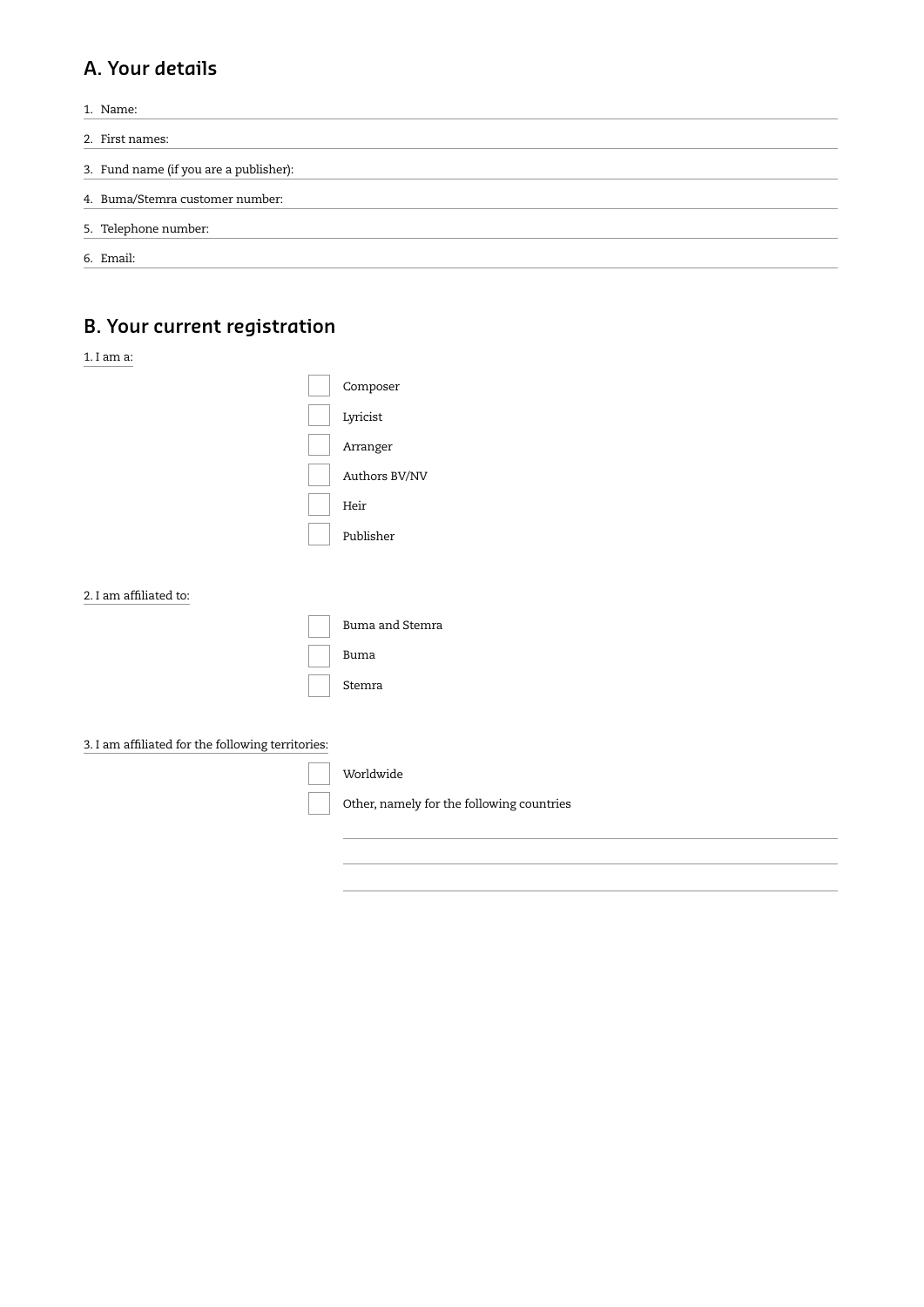## A. Your details

1. Name:
2. First names:
3. Fund name (if you are a publisher):
4. Buma/Stemra customer number:
5. Telephone number:
6. Email:

## B. Your current registration

1. I am a:

- ☐ Composer
- ☐ Lyricist
- ☐ Arranger
- ☐ Authors BV/NV
- ☐ Heir
- ☐ Publisher

2. I am affiliated to:

- ☐ Buma and Stemra
- ☐ Buma
- ☐ Stemra

3. I am affiliated for the following territories:

- ☐ Worldwide
- ☐ Other, namely for the following countries

_______________________________________________

_______________________________________________

_______________________________________________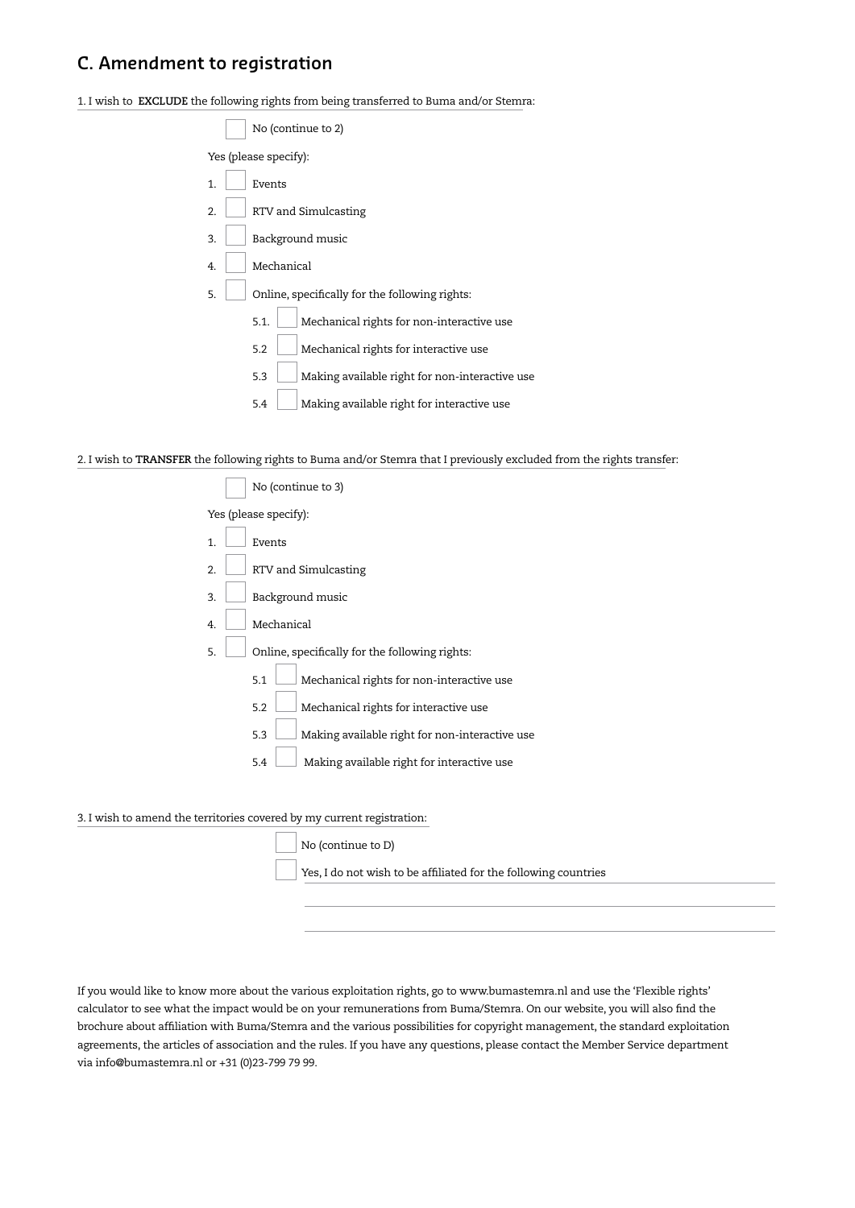## C. Amendment to registration

1. I wish to **EXCLUDE** the following rights from being transferred to Buma and/or Stemra:

- ☐ No (continue to 2)

Yes (please specify):

1. ☐ Events
2. ☐ RTV and Simulcasting
3. ☐ Background music
4. ☐ Mechanical
5. ☐ Online, specifically for the following rights:
   - 5.1. ☐ Mechanical rights for non-interactive use
   - 5.2 ☐ Mechanical rights for interactive use
   - 5.3 ☐ Making available right for non-interactive use
   - 5.4 ☐ Making available right for interactive use

2. I wish to **TRANSFER** the following rights to Buma and/or Stemra that I previously excluded from the rights transfer:

- ☐ No (continue to 3)

Yes (please specify):

1. ☐ Events
2. ☐ RTV and Simulcasting
3. ☐ Background music
4. ☐ Mechanical
5. ☐ Online, specifically for the following rights:
   - 5.1 ☐ Mechanical rights for non-interactive use
   - 5.2 ☐ Mechanical rights for interactive use
   - 5.3 ☐ Making available right for non-interactive use
   - 5.4 ☐ Making available right for interactive use

3. I wish to amend the territories covered by my current registration:

- ☐ No (continue to D)
- ☐ Yes, I do not wish to be affiliated for the following countries

\_\_\_\_\_\_\_\_\_\_\_\_\_\_\_\_\_\_\_\_\_\_\_\_\_\_\_\_\_\_\_\_\_\_\_\_\_\_\_\_

\_\_\_\_\_\_\_\_\_\_\_\_\_\_\_\_\_\_\_\_\_\_\_\_\_\_\_\_\_\_\_\_\_\_\_\_\_\_\_\_

If you would like to know more about the various exploitation rights, go to www.bumastemra.nl and use the 'Flexible rights' calculator to see what the impact would be on your remunerations from Buma/Stemra. On our website, you will also find the brochure about affiliation with Buma/Stemra and the various possibilities for copyright management, the standard exploitation agreements, the articles of association and the rules. If you have any questions, please contact the Member Service department via info@bumastemra.nl or +31 (0)23-799 79 99.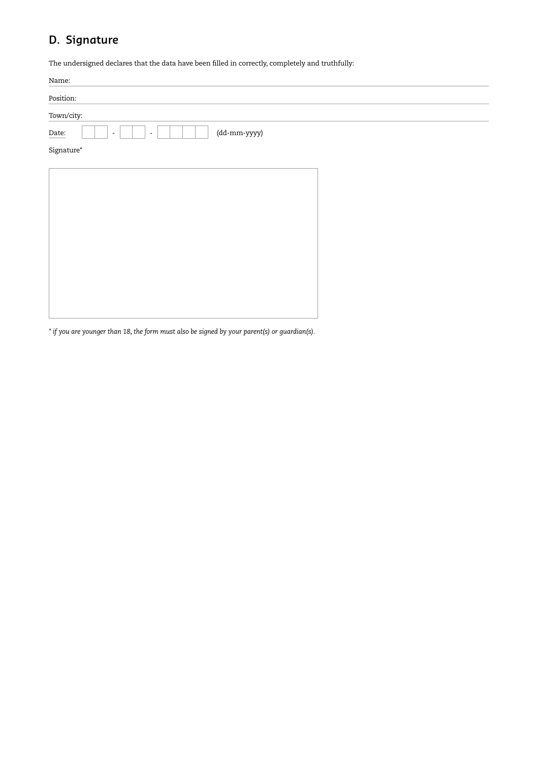## D. Signature

The undersigned declares that the data have been filled in correctly, completely and truthfully:

Name:

Position:

Town/city:

Date: __ __ - __ __ - __ __ __ __ (dd-mm-yyyy)

Signature*

*\* if you are younger than 18, the form must also be signed by your parent(s) or guardian(s).*